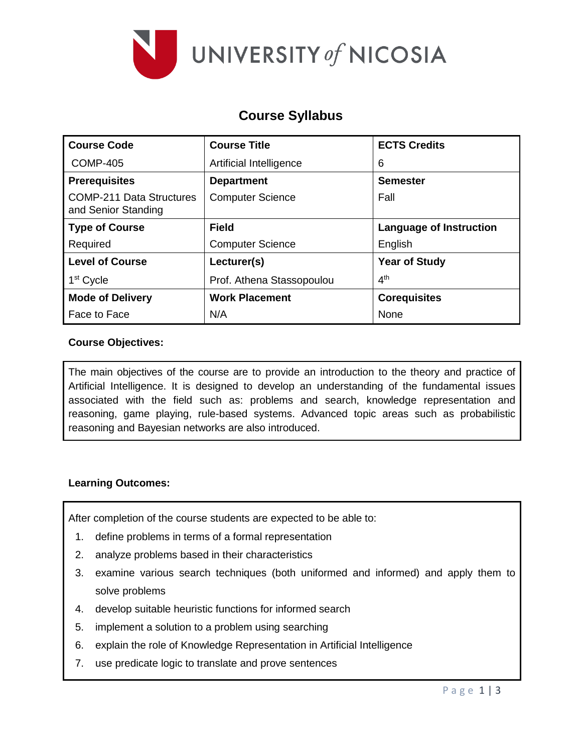UNIVERSITY of NICOSIA

# Course Syllabus

| Course Code | Course Title | ECTS Credits |
| --- | --- | --- |
| COMP-405 | Artificial Intelligence | 6 |
| **Prerequisites** | **Department** | **Semester** |
| COMP-211 Data Structures and Senior Standing | Computer Science | Fall |
| **Type of Course** | **Field** | **Language of Instruction** |
| Required | Computer Science | English |
| **Level of Course** | **Lecturer(s)** | **Year of Study** |
| 1st Cycle | Prof. Athena Stassopoulou | 4th |
| **Mode of Delivery** | **Work Placement** | **Corequisites** |
| Face to Face | N/A | None |

**Course Objectives:**

The main objectives of the course are to provide an introduction to the theory and practice of Artificial Intelligence. It is designed to develop an understanding of the fundamental issues associated with the field such as: problems and search, knowledge representation and reasoning, game playing, rule-based systems. Advanced topic areas such as probabilistic reasoning and Bayesian networks are also introduced.

**Learning Outcomes:**

After completion of the course students are expected to be able to:

1. define problems in terms of a formal representation
2. analyze problems based in their characteristics
3. examine various search techniques (both uniformed and informed) and apply them to solve problems
4. develop suitable heuristic functions for informed search
5. implement a solution to a problem using searching
6. explain the role of Knowledge Representation in Artificial Intelligence
7. use predicate logic to translate and prove sentences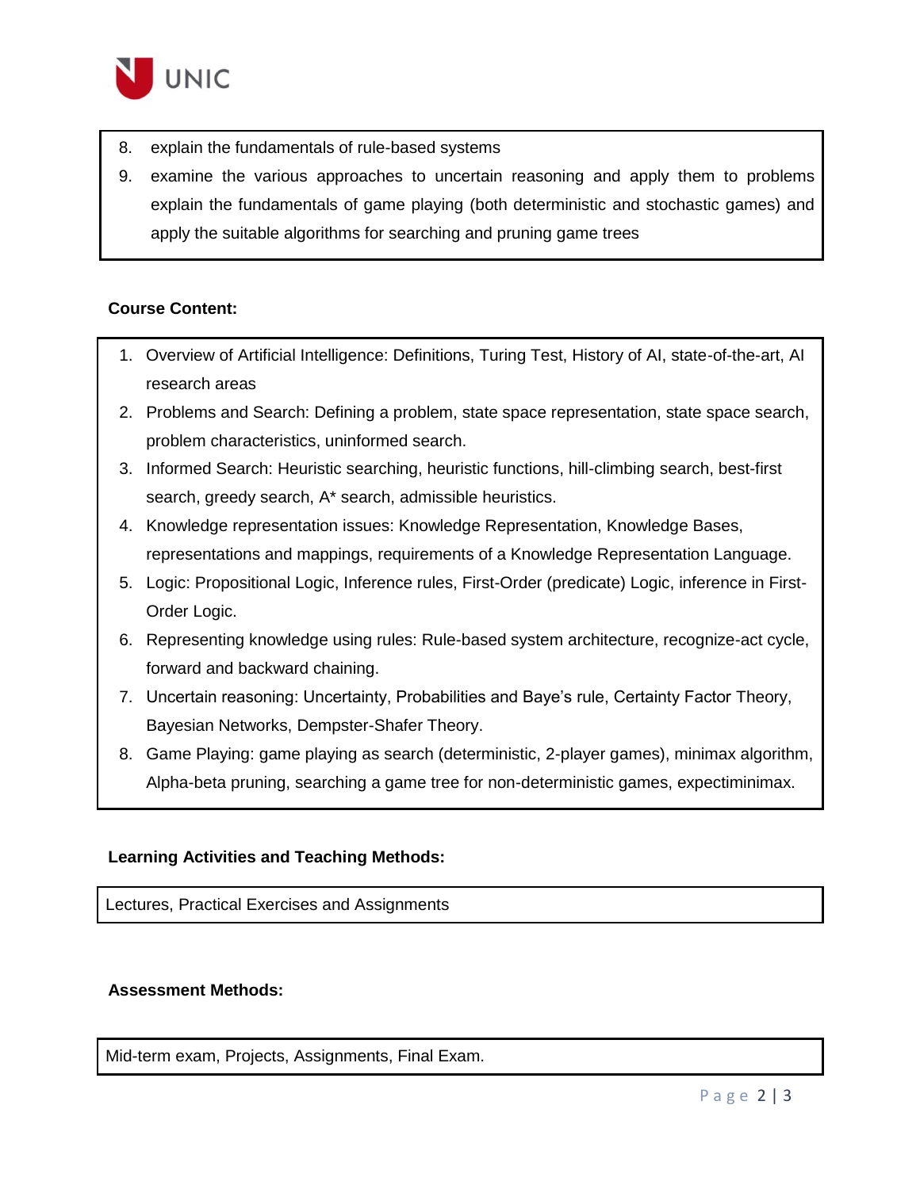8. explain the fundamentals of rule-based systems
9. examine the various approaches to uncertain reasoning and apply them to problems explain the fundamentals of game playing (both deterministic and stochastic games) and apply the suitable algorithms for searching and pruning game trees

**Course Content:**

1. Overview of Artificial Intelligence: Definitions, Turing Test, History of AI, state-of-the-art, AI research areas
2. Problems and Search: Defining a problem, state space representation, state space search, problem characteristics, uninformed search.
3. Informed Search: Heuristic searching, heuristic functions, hill-climbing search, best-first search, greedy search, A* search, admissible heuristics.
4. Knowledge representation issues: Knowledge Representation, Knowledge Bases, representations and mappings, requirements of a Knowledge Representation Language.
5. Logic: Propositional Logic, Inference rules, First-Order (predicate) Logic, inference in First-Order Logic.
6. Representing knowledge using rules: Rule-based system architecture, recognize-act cycle, forward and backward chaining.
7. Uncertain reasoning: Uncertainty, Probabilities and Baye's rule, Certainty Factor Theory, Bayesian Networks, Dempster-Shafer Theory.
8. Game Playing: game playing as search (deterministic, 2-player games), minimax algorithm, Alpha-beta pruning, searching a game tree for non-deterministic games, expectiminimax.

**Learning Activities and Teaching Methods:**

Lectures, Practical Exercises and Assignments

**Assessment Methods:**

Mid-term exam, Projects, Assignments, Final Exam.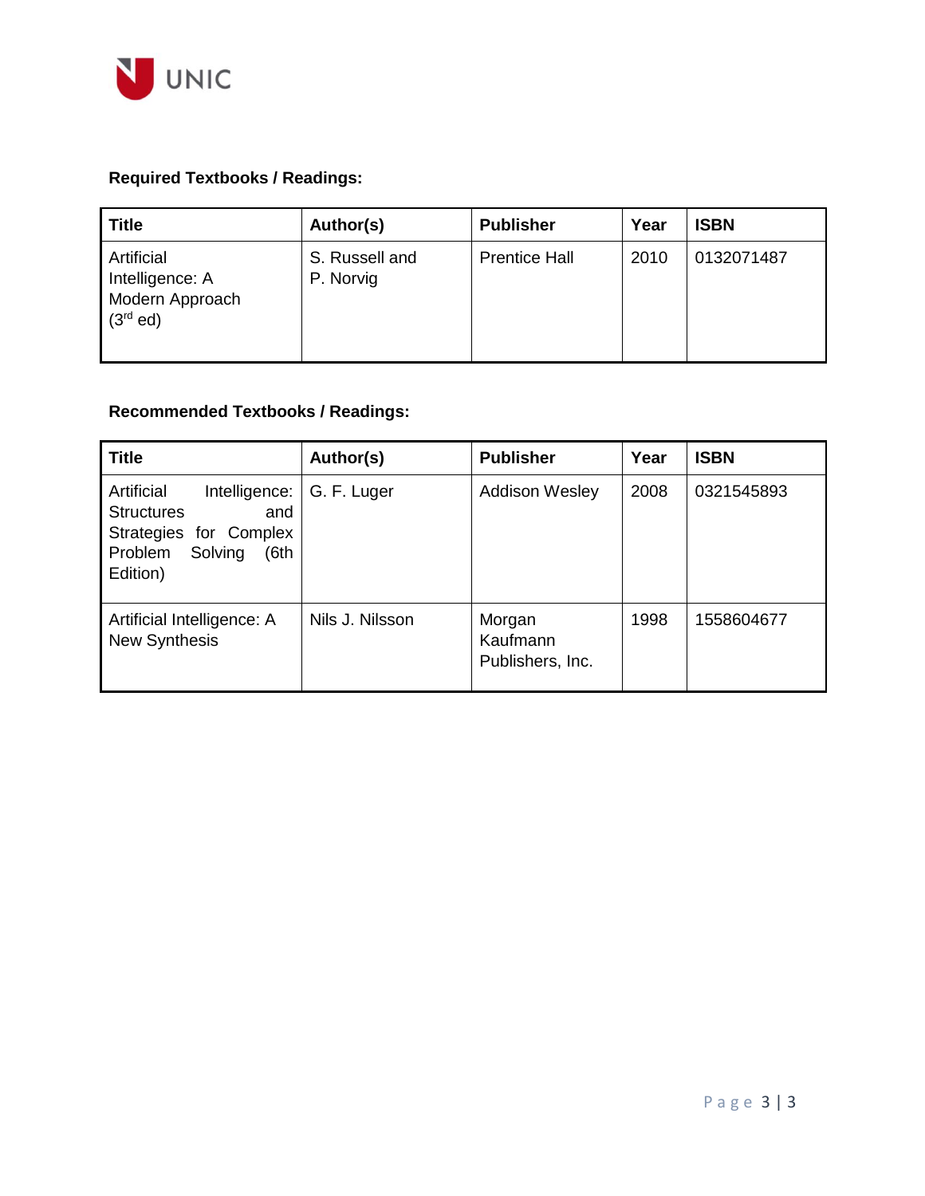**Required Textbooks / Readings:**

| Title | Author(s) | Publisher | Year | ISBN |
|---|---|---|---|---|
| Artificial Intelligence: A Modern Approach (3rd ed) | S. Russell and P. Norvig | Prentice Hall | 2010 | 0132071487 |

**Recommended Textbooks / Readings:**

| Title | Author(s) | Publisher | Year | ISBN |
|---|---|---|---|---|
| Artificial Intelligence: Structures and Strategies for Complex Problem Solving (6th Edition) | G. F. Luger | Addison Wesley | 2008 | 0321545893 |
| Artificial Intelligence: A New Synthesis | Nils J. Nilsson | Morgan Kaufmann Publishers, Inc. | 1998 | 1558604677 |